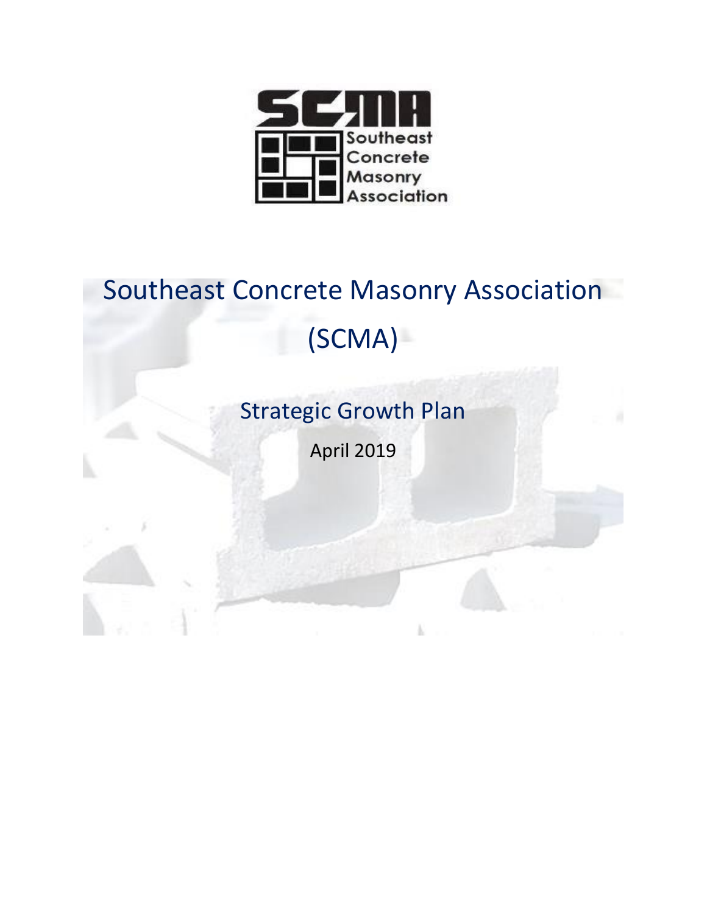# Southeast Concrete Masonry Association (SCMA)

## Strategic Growth Plan

April 2019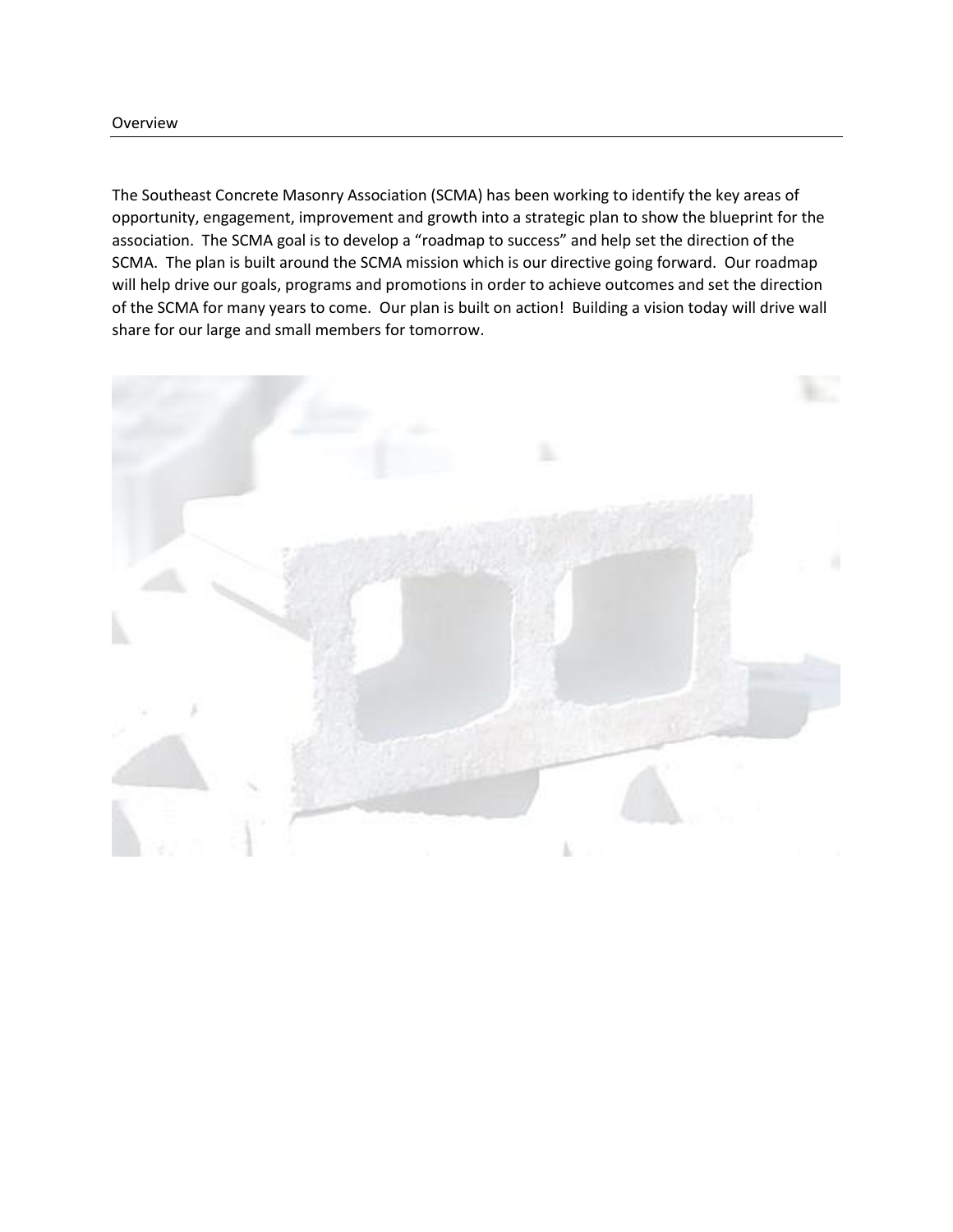## Overview

The Southeast Concrete Masonry Association (SCMA) has been working to identify the key areas of opportunity, engagement, improvement and growth into a strategic plan to show the blueprint for the association. The SCMA goal is to develop a "roadmap to success" and help set the direction of the SCMA. The plan is built around the SCMA mission which is our directive going forward. Our roadmap will help drive our goals, programs and promotions in order to achieve outcomes and set the direction of the SCMA for many years to come. Our plan is built on action! Building a vision today will drive wall share for our large and small members for tomorrow.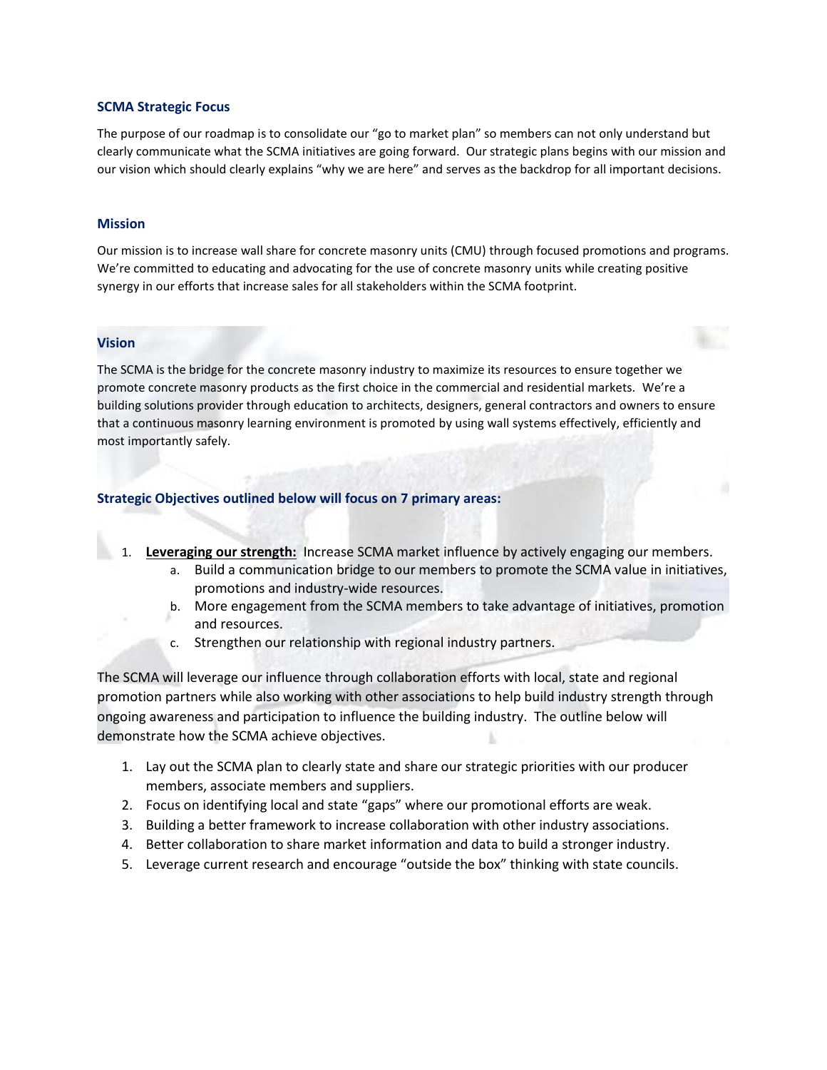## SCMA Strategic Focus

The purpose of our roadmap is to consolidate our "go to market plan" so members can not only understand but clearly communicate what the SCMA initiatives are going forward. Our strategic plans begins with our mission and our vision which should clearly explains "why we are here" and serves as the backdrop for all important decisions.

## Mission

Our mission is to increase wall share for concrete masonry units (CMU) through focused promotions and programs. We're committed to educating and advocating for the use of concrete masonry units while creating positive synergy in our efforts that increase sales for all stakeholders within the SCMA footprint.

## Vision

The SCMA is the bridge for the concrete masonry industry to maximize its resources to ensure together we promote concrete masonry products as the first choice in the commercial and residential markets. We're a building solutions provider through education to architects, designers, general contractors and owners to ensure that a continuous masonry learning environment is promoted by using wall systems effectively, efficiently and most importantly safely.

### Strategic Objectives outlined below will focus on 7 primary areas:

1. **Leveraging our strength:** Increase SCMA market influence by actively engaging our members.
   a. Build a communication bridge to our members to promote the SCMA value in initiatives, promotions and industry-wide resources.
   b. More engagement from the SCMA members to take advantage of initiatives, promotion and resources.
   c. Strengthen our relationship with regional industry partners.

The SCMA will leverage our influence through collaboration efforts with local, state and regional promotion partners while also working with other associations to help build industry strength through ongoing awareness and participation to influence the building industry. The outline below will demonstrate how the SCMA achieve objectives.

1. Lay out the SCMA plan to clearly state and share our strategic priorities with our producer members, associate members and suppliers.
2. Focus on identifying local and state "gaps" where our promotional efforts are weak.
3. Building a better framework to increase collaboration with other industry associations.
4. Better collaboration to share market information and data to build a stronger industry.
5. Leverage current research and encourage "outside the box" thinking with state councils.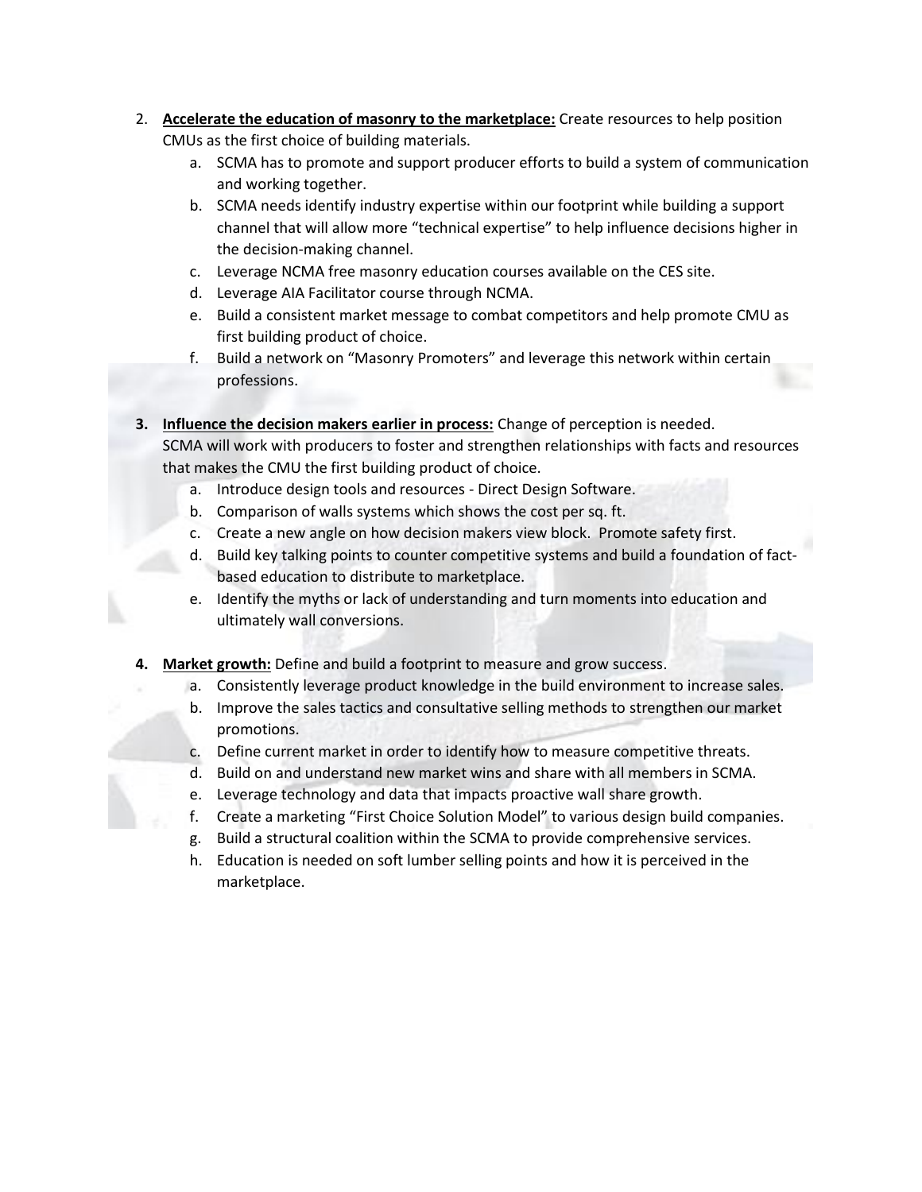2. **<u>Accelerate the education of masonry to the marketplace:</u>** Create resources to help position CMUs as the first choice of building materials.
    a. SCMA has to promote and support producer efforts to build a system of communication and working together.
    b. SCMA needs identify industry expertise within our footprint while building a support channel that will allow more "technical expertise" to help influence decisions higher in the decision-making channel.
    c. Leverage NCMA free masonry education courses available on the CES site.
    d. Leverage AIA Facilitator course through NCMA.
    e. Build a consistent market message to combat competitors and help promote CMU as first building product of choice.
    f. Build a network on "Masonry Promoters" and leverage this network within certain professions.

3. **<u>Influence the decision makers earlier in process:</u>** Change of perception is needed. SCMA will work with producers to foster and strengthen relationships with facts and resources that makes the CMU the first building product of choice.
    a. Introduce design tools and resources - Direct Design Software.
    b. Comparison of walls systems which shows the cost per sq. ft.
    c. Create a new angle on how decision makers view block. Promote safety first.
    d. Build key talking points to counter competitive systems and build a foundation of fact-based education to distribute to marketplace.
    e. Identify the myths or lack of understanding and turn moments into education and ultimately wall conversions.

4. **<u>Market growth:</u>** Define and build a footprint to measure and grow success.
    a. Consistently leverage product knowledge in the build environment to increase sales.
    b. Improve the sales tactics and consultative selling methods to strengthen our market promotions.
    c. Define current market in order to identify how to measure competitive threats.
    d. Build on and understand new market wins and share with all members in SCMA.
    e. Leverage technology and data that impacts proactive wall share growth.
    f. Create a marketing "First Choice Solution Model" to various design build companies.
    g. Build a structural coalition within the SCMA to provide comprehensive services.
    h. Education is needed on soft lumber selling points and how it is perceived in the marketplace.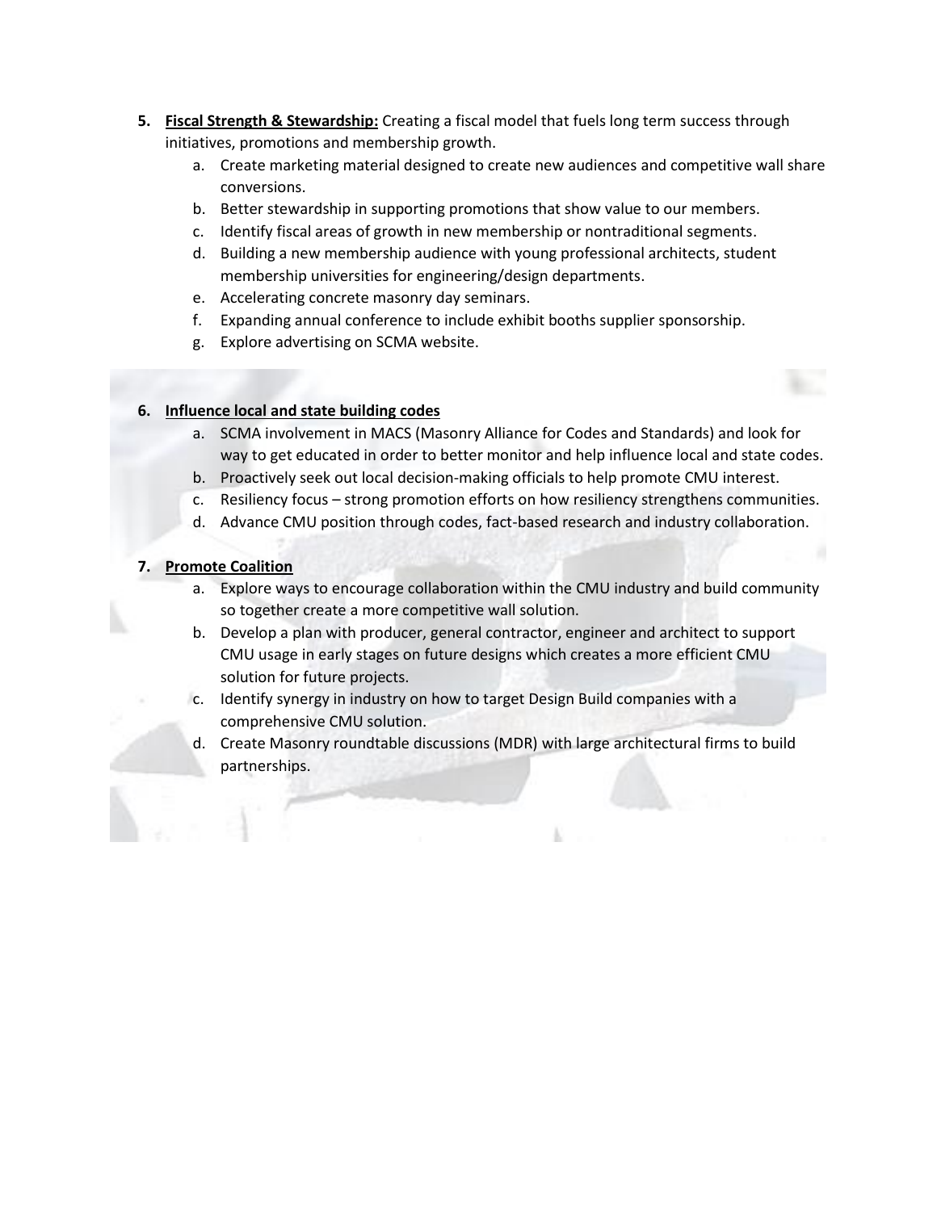5. **<u>Fiscal Strength & Stewardship:</u>** Creating a fiscal model that fuels long term success through initiatives, promotions and membership growth.
    a. Create marketing material designed to create new audiences and competitive wall share conversions.
    b. Better stewardship in supporting promotions that show value to our members.
    c. Identify fiscal areas of growth in new membership or nontraditional segments.
    d. Building a new membership audience with young professional architects, student membership universities for engineering/design departments.
    e. Accelerating concrete masonry day seminars.
    f. Expanding annual conference to include exhibit booths supplier sponsorship.
    g. Explore advertising on SCMA website.

6. **<u>Influence local and state building codes</u>**
    a. SCMA involvement in MACS (Masonry Alliance for Codes and Standards) and look for way to get educated in order to better monitor and help influence local and state codes.
    b. Proactively seek out local decision-making officials to help promote CMU interest.
    c. Resiliency focus – strong promotion efforts on how resiliency strengthens communities.
    d. Advance CMU position through codes, fact-based research and industry collaboration.

7. **<u>Promote Coalition</u>**
    a. Explore ways to encourage collaboration within the CMU industry and build community so together create a more competitive wall solution.
    b. Develop a plan with producer, general contractor, engineer and architect to support CMU usage in early stages on future designs which creates a more efficient CMU solution for future projects.
    c. Identify synergy in industry on how to target Design Build companies with a comprehensive CMU solution.
    d. Create Masonry roundtable discussions (MDR) with large architectural firms to build partnerships.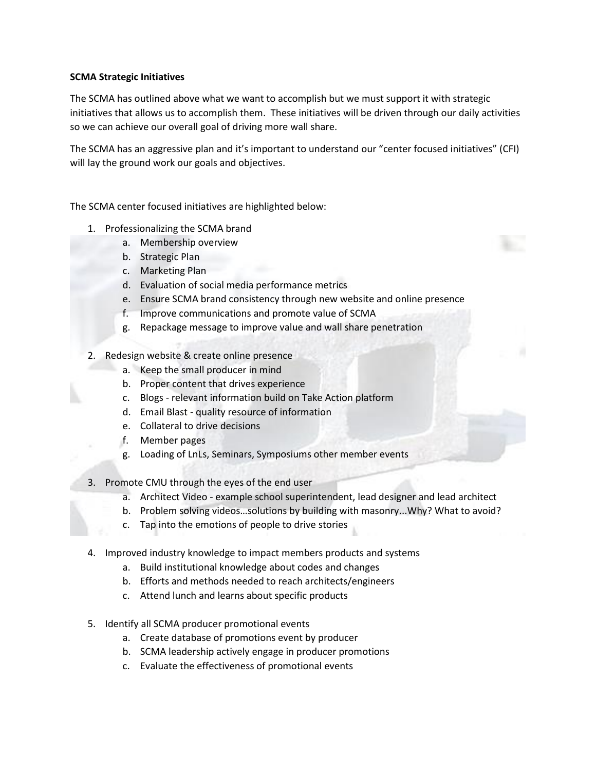**SCMA Strategic Initiatives**

The SCMA has outlined above what we want to accomplish but we must support it with strategic initiatives that allows us to accomplish them. These initiatives will be driven through our daily activities so we can achieve our overall goal of driving more wall share.

The SCMA has an aggressive plan and it's important to understand our "center focused initiatives" (CFI) will lay the ground work our goals and objectives.

The SCMA center focused initiatives are highlighted below:

1. Professionalizing the SCMA brand
    a. Membership overview
    b. Strategic Plan
    c. Marketing Plan
    d. Evaluation of social media performance metrics
    e. Ensure SCMA brand consistency through new website and online presence
    f. Improve communications and promote value of SCMA
    g. Repackage message to improve value and wall share penetration

2. Redesign website & create online presence
    a. Keep the small producer in mind
    b. Proper content that drives experience
    c. Blogs - relevant information build on Take Action platform
    d. Email Blast - quality resource of information
    e. Collateral to drive decisions
    f. Member pages
    g. Loading of LnLs, Seminars, Symposiums other member events

3. Promote CMU through the eyes of the end user
    a. Architect Video - example school superintendent, lead designer and lead architect
    b. Problem solving videos…solutions by building with masonry...Why? What to avoid?
    c. Tap into the emotions of people to drive stories

4. Improved industry knowledge to impact members products and systems
    a. Build institutional knowledge about codes and changes
    b. Efforts and methods needed to reach architects/engineers
    c. Attend lunch and learns about specific products

5. Identify all SCMA producer promotional events
    a. Create database of promotions event by producer
    b. SCMA leadership actively engage in producer promotions
    c. Evaluate the effectiveness of promotional events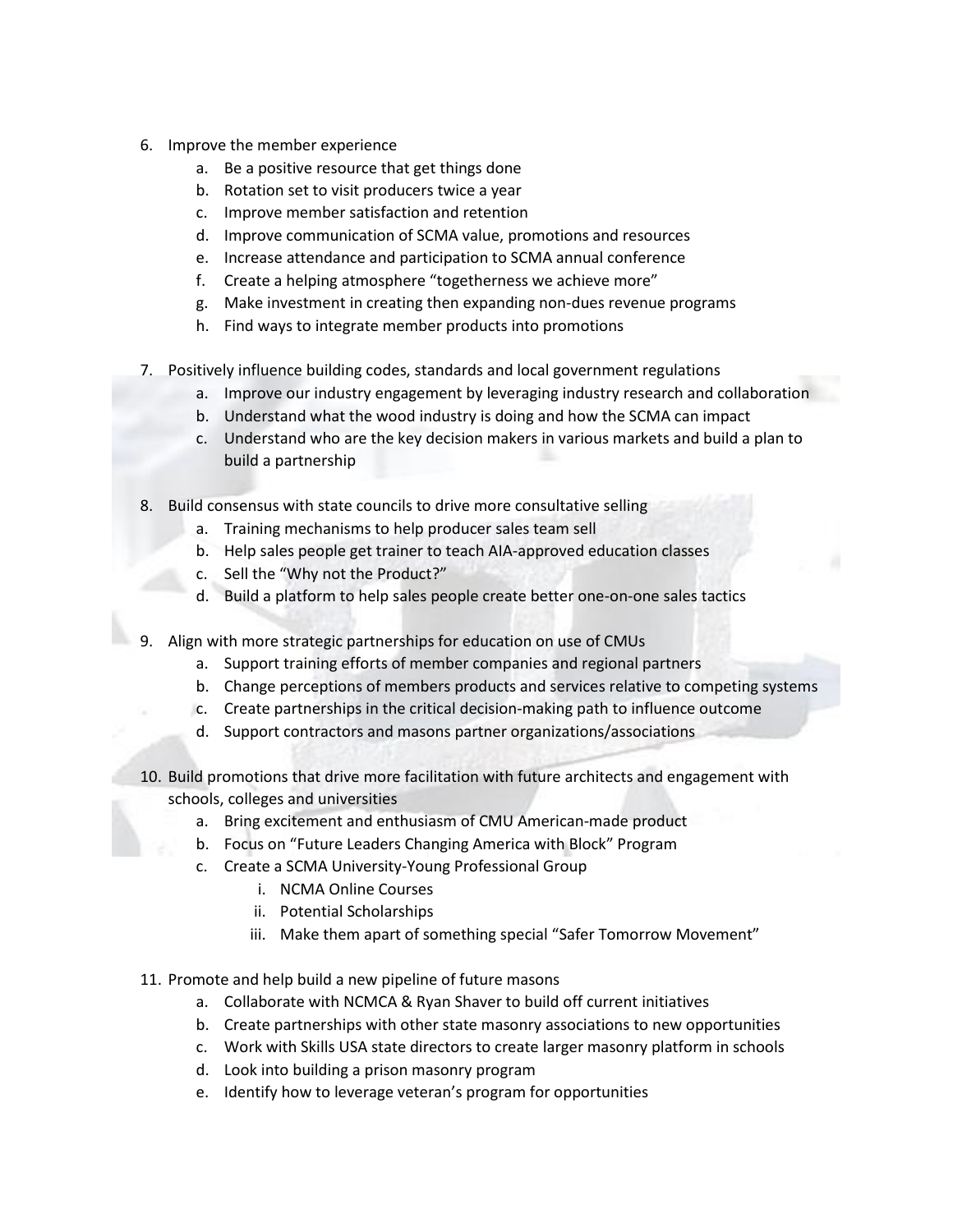6. Improve the member experience
    a. Be a positive resource that get things done
    b. Rotation set to visit producers twice a year
    c. Improve member satisfaction and retention
    d. Improve communication of SCMA value, promotions and resources
    e. Increase attendance and participation to SCMA annual conference
    f. Create a helping atmosphere "togetherness we achieve more"
    g. Make investment in creating then expanding non-dues revenue programs
    h. Find ways to integrate member products into promotions

7. Positively influence building codes, standards and local government regulations
    a. Improve our industry engagement by leveraging industry research and collaboration
    b. Understand what the wood industry is doing and how the SCMA can impact
    c. Understand who are the key decision makers in various markets and build a plan to build a partnership

8. Build consensus with state councils to drive more consultative selling
    a. Training mechanisms to help producer sales team sell
    b. Help sales people get trainer to teach AIA-approved education classes
    c. Sell the "Why not the Product?"
    d. Build a platform to help sales people create better one-on-one sales tactics

9. Align with more strategic partnerships for education on use of CMUs
    a. Support training efforts of member companies and regional partners
    b. Change perceptions of members products and services relative to competing systems
    c. Create partnerships in the critical decision-making path to influence outcome
    d. Support contractors and masons partner organizations/associations

10. Build promotions that drive more facilitation with future architects and engagement with schools, colleges and universities
    a. Bring excitement and enthusiasm of CMU American-made product
    b. Focus on "Future Leaders Changing America with Block" Program
    c. Create a SCMA University-Young Professional Group
        i. NCMA Online Courses
        ii. Potential Scholarships
        iii. Make them apart of something special "Safer Tomorrow Movement"

11. Promote and help build a new pipeline of future masons
    a. Collaborate with NCMCA & Ryan Shaver to build off current initiatives
    b. Create partnerships with other state masonry associations to new opportunities
    c. Work with Skills USA state directors to create larger masonry platform in schools
    d. Look into building a prison masonry program
    e. Identify how to leverage veteran's program for opportunities